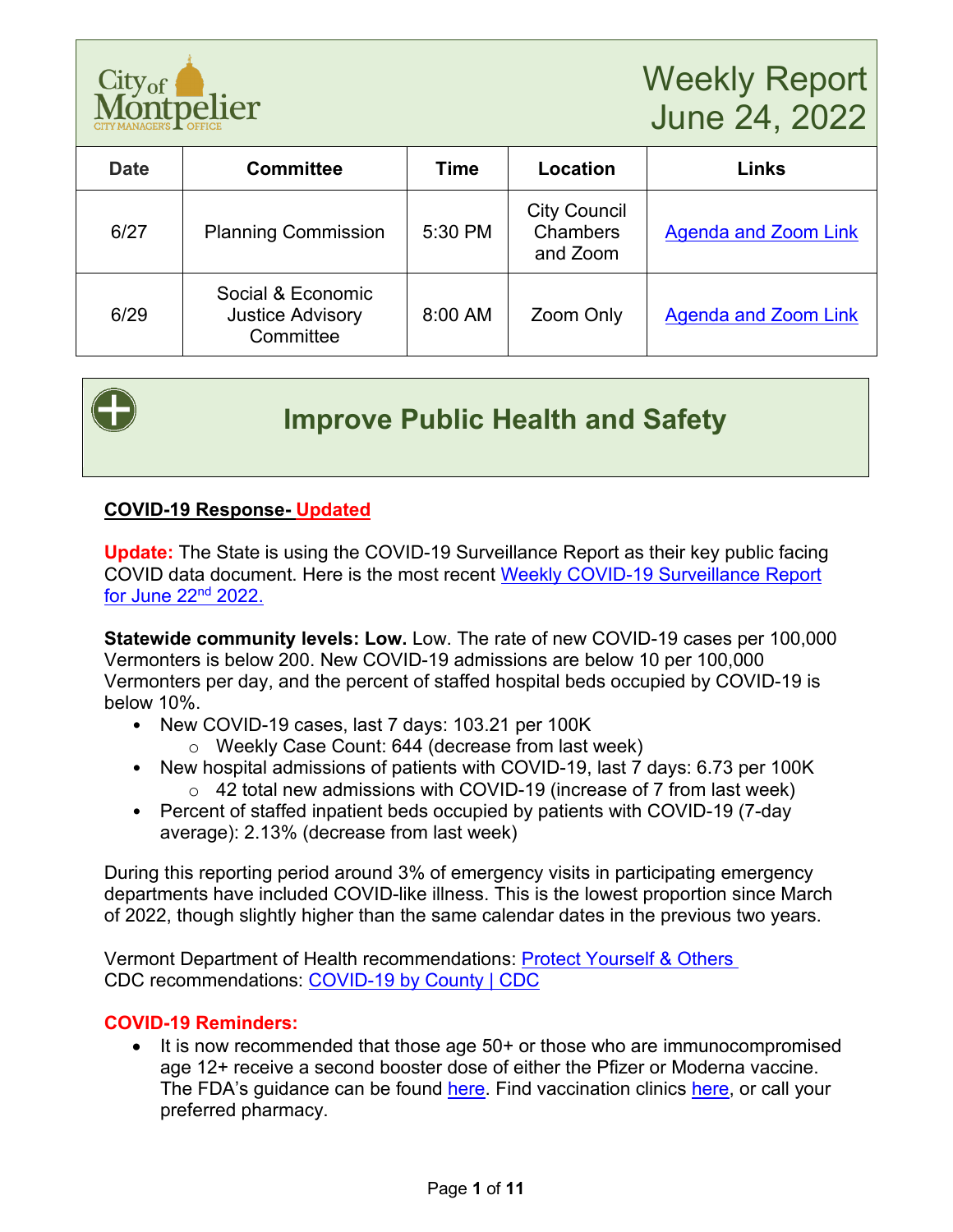# Weekly Report June 24, 2022

| Date | Committee | Time | Location | Links |
| --- | --- | --- | --- | --- |
| 6/27 | Planning Commission | 5:30 PM | City Council Chambers and Zoom | Agenda and Zoom Link |
| 6/29 | Social & Economic Justice Advisory Committee | 8:00 AM | Zoom Only | Agenda and Zoom Link |

## Improve Public Health and Safety

**COVID-19 Response- Updated**

**Update:** The State is using the COVID-19 Surveillance Report as their key public facing COVID data document. Here is the most recent Weekly COVID-19 Surveillance Report for June 22nd 2022.

**Statewide community levels: Low.** Low. The rate of new COVID-19 cases per 100,000 Vermonters is below 200. New COVID-19 admissions are below 10 per 100,000 Vermonters per day, and the percent of staffed hospital beds occupied by COVID-19 is below 10%.

- New COVID-19 cases, last 7 days: 103.21 per 100K
  - Weekly Case Count: 644 (decrease from last week)
- New hospital admissions of patients with COVID-19, last 7 days: 6.73 per 100K
  - 42 total new admissions with COVID-19 (increase of 7 from last week)
- Percent of staffed inpatient beds occupied by patients with COVID-19 (7-day average): 2.13% (decrease from last week)

During this reporting period around 3% of emergency visits in participating emergency departments have included COVID-like illness. This is the lowest proportion since March of 2022, though slightly higher than the same calendar dates in the previous two years.

Vermont Department of Health recommendations: Protect Yourself & Others
CDC recommendations: COVID-19 by County | CDC

**COVID-19 Reminders:**

- It is now recommended that those age 50+ or those who are immunocompromised age 12+ receive a second booster dose of either the Pfizer or Moderna vaccine. The FDA's guidance can be found here. Find vaccination clinics here, or call your preferred pharmacy.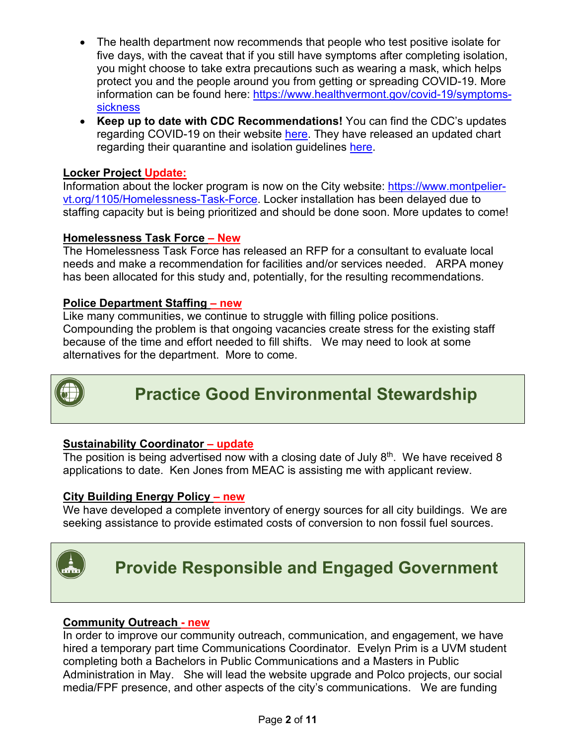- The health department now recommends that people who test positive isolate for five days, with the caveat that if you still have symptoms after completing isolation, you might choose to take extra precautions such as wearing a mask, which helps protect you and the people around you from getting or spreading COVID-19. More information can be found here: [https://www.healthvermont.gov/covid-19/symptoms-sickness](https://www.healthvermont.gov/covid-19/symptoms-sickness)
- **Keep up to date with CDC Recommendations!** You can find the CDC's updates regarding COVID-19 on their website here. They have released an updated chart regarding their quarantine and isolation guidelines here.

**Locker Project Update:**

Information about the locker program is now on the City website: [https://www.montpelier-vt.org/1105/Homelessness-Task-Force](https://www.montpelier-vt.org/1105/Homelessness-Task-Force). Locker installation has been delayed due to staffing capacity but is being prioritized and should be done soon. More updates to come!

**Homelessness Task Force – New**

The Homelessness Task Force has released an RFP for a consultant to evaluate local needs and make a recommendation for facilities and/or services needed. ARPA money has been allocated for this study and, potentially, for the resulting recommendations.

**Police Department Staffing – new**

Like many communities, we continue to struggle with filling police positions. Compounding the problem is that ongoing vacancies create stress for the existing staff because of the time and effort needed to fill shifts. We may need to look at some alternatives for the department. More to come.

## Practice Good Environmental Stewardship

**Sustainability Coordinator – update**

The position is being advertised now with a closing date of July 8th. We have received 8 applications to date. Ken Jones from MEAC is assisting me with applicant review.

**City Building Energy Policy – new**

We have developed a complete inventory of energy sources for all city buildings. We are seeking assistance to provide estimated costs of conversion to non fossil fuel sources.

## Provide Responsible and Engaged Government

**Community Outreach - new**

In order to improve our community outreach, communication, and engagement, we have hired a temporary part time Communications Coordinator. Evelyn Prim is a UVM student completing both a Bachelors in Public Communications and a Masters in Public Administration in May. She will lead the website upgrade and Polco projects, our social media/FPF presence, and other aspects of the city's communications. We are funding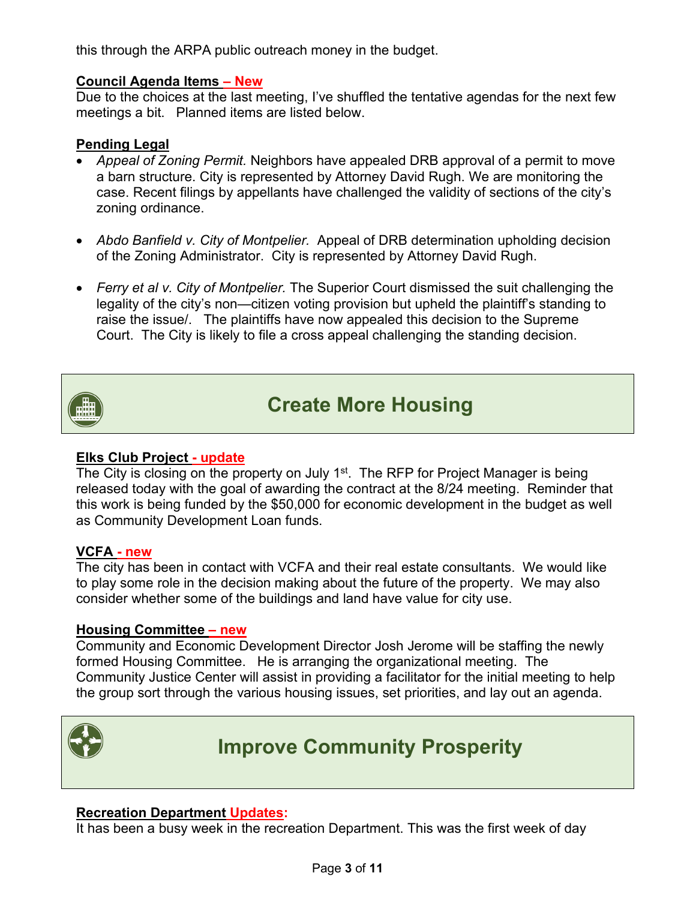this through the ARPA public outreach money in the budget.

**Council Agenda Items – New**

Due to the choices at the last meeting, I've shuffled the tentative agendas for the next few meetings a bit. Planned items are listed below.

**Pending Legal**

- *Appeal of Zoning Permit.* Neighbors have appealed DRB approval of a permit to move a barn structure. City is represented by Attorney David Rugh. We are monitoring the case. Recent filings by appellants have challenged the validity of sections of the city's zoning ordinance.

- *Abdo Banfield v. City of Montpelier.* Appeal of DRB determination upholding decision of the Zoning Administrator. City is represented by Attorney David Rugh.

- *Ferry et al v. City of Montpelier.* The Superior Court dismissed the suit challenging the legality of the city's non—citizen voting provision but upheld the plaintiff's standing to raise the issue/. The plaintiffs have now appealed this decision to the Supreme Court. The City is likely to file a cross appeal challenging the standing decision.

## Create More Housing

**Elks Club Project - update**

The City is closing on the property on July 1st. The RFP for Project Manager is being released today with the goal of awarding the contract at the 8/24 meeting. Reminder that this work is being funded by the $50,000 for economic development in the budget as well as Community Development Loan funds.

**VCFA - new**

The city has been in contact with VCFA and their real estate consultants. We would like to play some role in the decision making about the future of the property. We may also consider whether some of the buildings and land have value for city use.

**Housing Committee – new**

Community and Economic Development Director Josh Jerome will be staffing the newly formed Housing Committee. He is arranging the organizational meeting. The Community Justice Center will assist in providing a facilitator for the initial meeting to help the group sort through the various housing issues, set priorities, and lay out an agenda.

## Improve Community Prosperity

**Recreation Department Updates:**

It has been a busy week in the recreation Department. This was the first week of day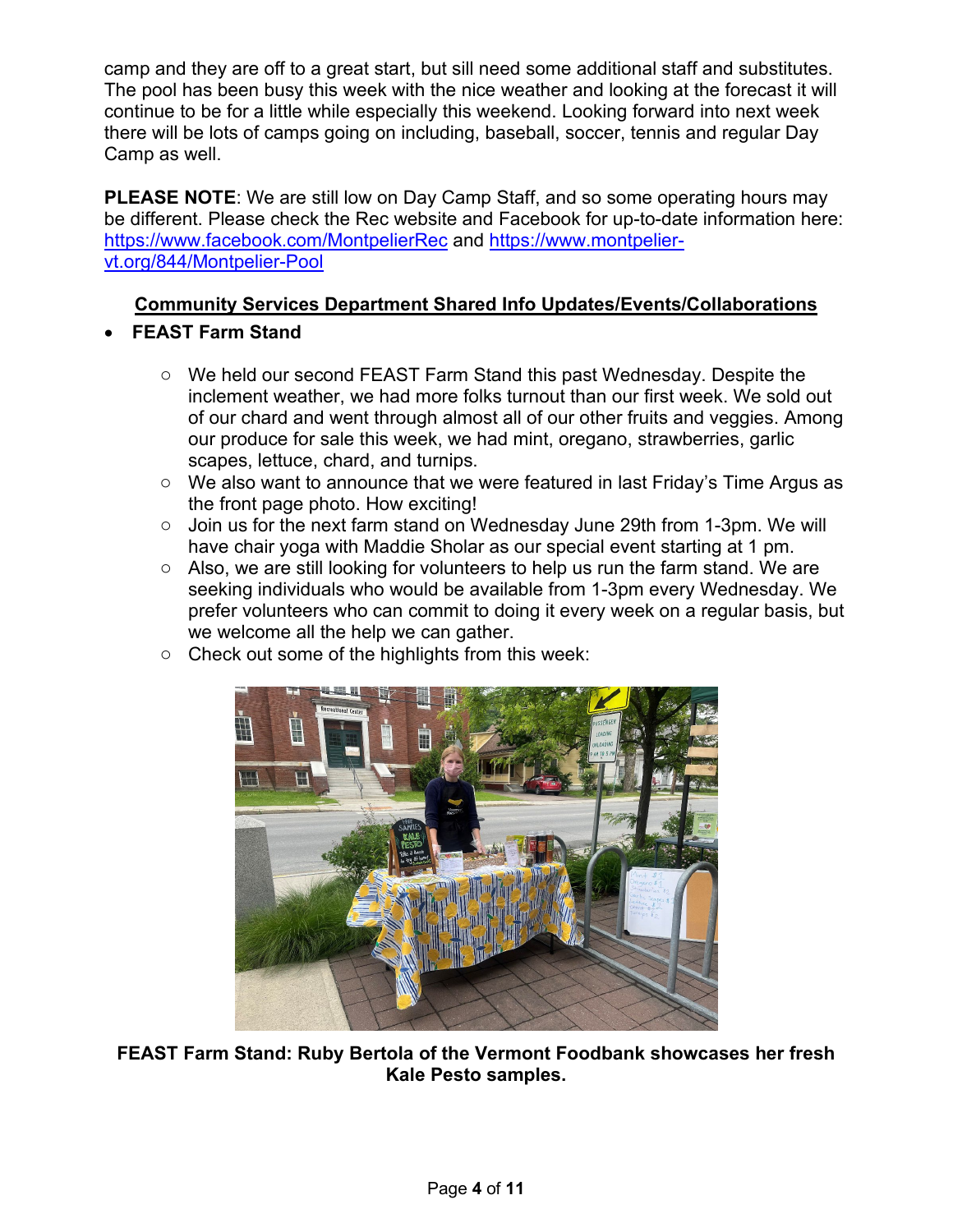camp and they are off to a great start, but sill need some additional staff and substitutes. The pool has been busy this week with the nice weather and looking at the forecast it will continue to be for a little while especially this weekend. Looking forward into next week there will be lots of camps going on including, baseball, soccer, tennis and regular Day Camp as well.

**PLEASE NOTE**: We are still low on Day Camp Staff, and so some operating hours may be different. Please check the Rec website and Facebook for up-to-date information here: https://www.facebook.com/MontpelierRec and https://www.montpelier-vt.org/844/Montpelier-Pool

## Community Services Department Shared Info Updates/Events/Collaborations

- **FEAST Farm Stand**
  - We held our second FEAST Farm Stand this past Wednesday. Despite the inclement weather, we had more folks turnout than our first week. We sold out of our chard and went through almost all of our other fruits and veggies. Among our produce for sale this week, we had mint, oregano, strawberries, garlic scapes, lettuce, chard, and turnips.
  - We also want to announce that we were featured in last Friday's Time Argus as the front page photo. How exciting!
  - Join us for the next farm stand on Wednesday June 29th from 1-3pm. We will have chair yoga with Maddie Sholar as our special event starting at 1 pm.
  - Also, we are still looking for volunteers to help us run the farm stand. We are seeking individuals who would be available from 1-3pm every Wednesday. We prefer volunteers who can commit to doing it every week on a regular basis, but we welcome all the help we can gather.
  - Check out some of the highlights from this week:

**FEAST Farm Stand: Ruby Bertola of the Vermont Foodbank showcases her fresh Kale Pesto samples.**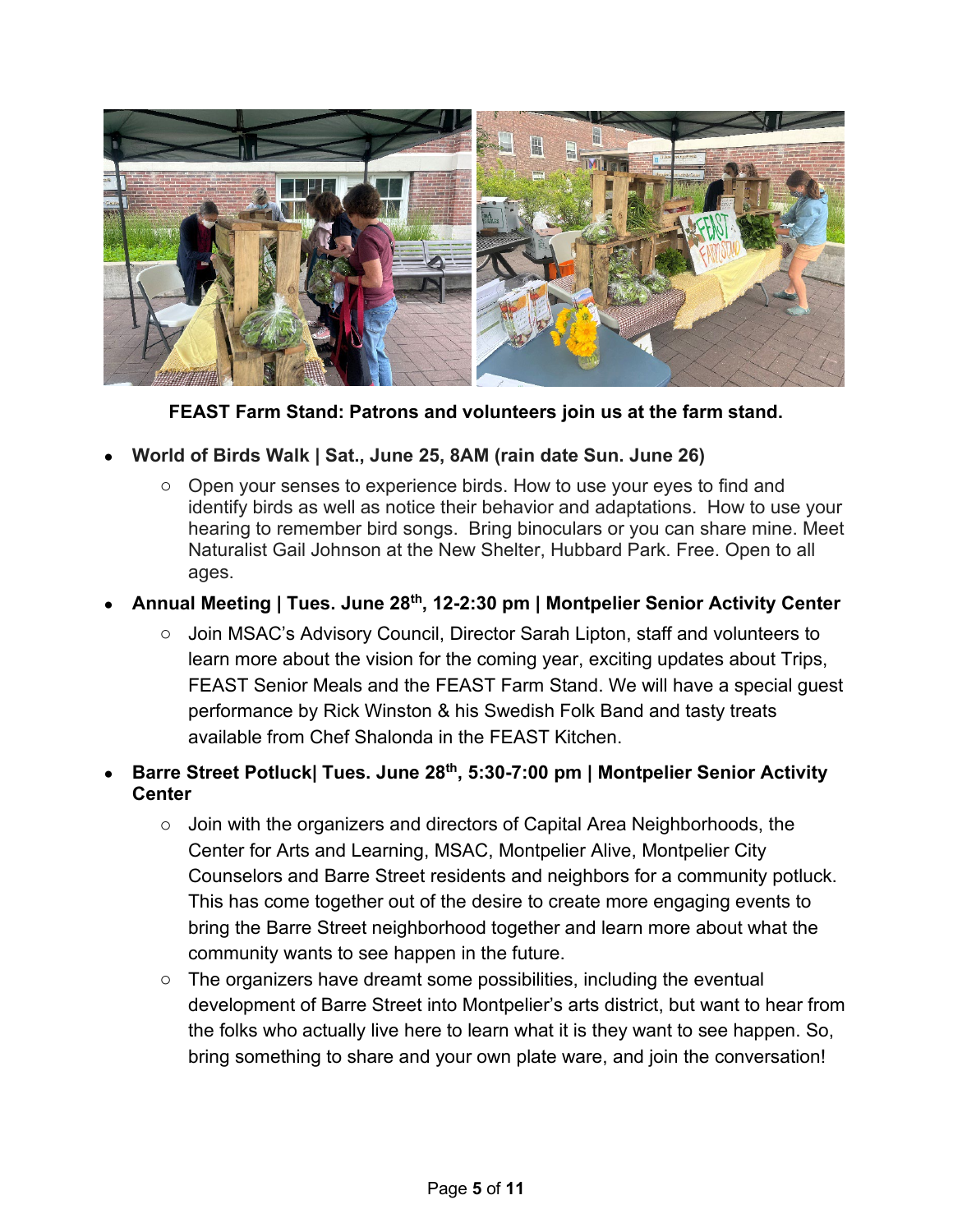**FEAST Farm Stand: Patrons and volunteers join us at the farm stand.**

- **World of Birds Walk | Sat., June 25, 8AM (rain date Sun. June 26)**
  - Open your senses to experience birds. How to use your eyes to find and identify birds as well as notice their behavior and adaptations. How to use your hearing to remember bird songs. Bring binoculars or you can share mine. Meet Naturalist Gail Johnson at the New Shelter, Hubbard Park. Free. Open to all ages.
- **Annual Meeting | Tues. June 28th, 12-2:30 pm | Montpelier Senior Activity Center**
  - Join MSAC's Advisory Council, Director Sarah Lipton, staff and volunteers to learn more about the vision for the coming year, exciting updates about Trips, FEAST Senior Meals and the FEAST Farm Stand. We will have a special guest performance by Rick Winston & his Swedish Folk Band and tasty treats available from Chef Shalonda in the FEAST Kitchen.
- **Barre Street Potluck| Tues. June 28th, 5:30-7:00 pm | Montpelier Senior Activity Center**
  - Join with the organizers and directors of Capital Area Neighborhoods, the Center for Arts and Learning, MSAC, Montpelier Alive, Montpelier City Counselors and Barre Street residents and neighbors for a community potluck. This has come together out of the desire to create more engaging events to bring the Barre Street neighborhood together and learn more about what the community wants to see happen in the future.
  - The organizers have dreamt some possibilities, including the eventual development of Barre Street into Montpelier's arts district, but want to hear from the folks who actually live here to learn what it is they want to see happen. So, bring something to share and your own plate ware, and join the conversation!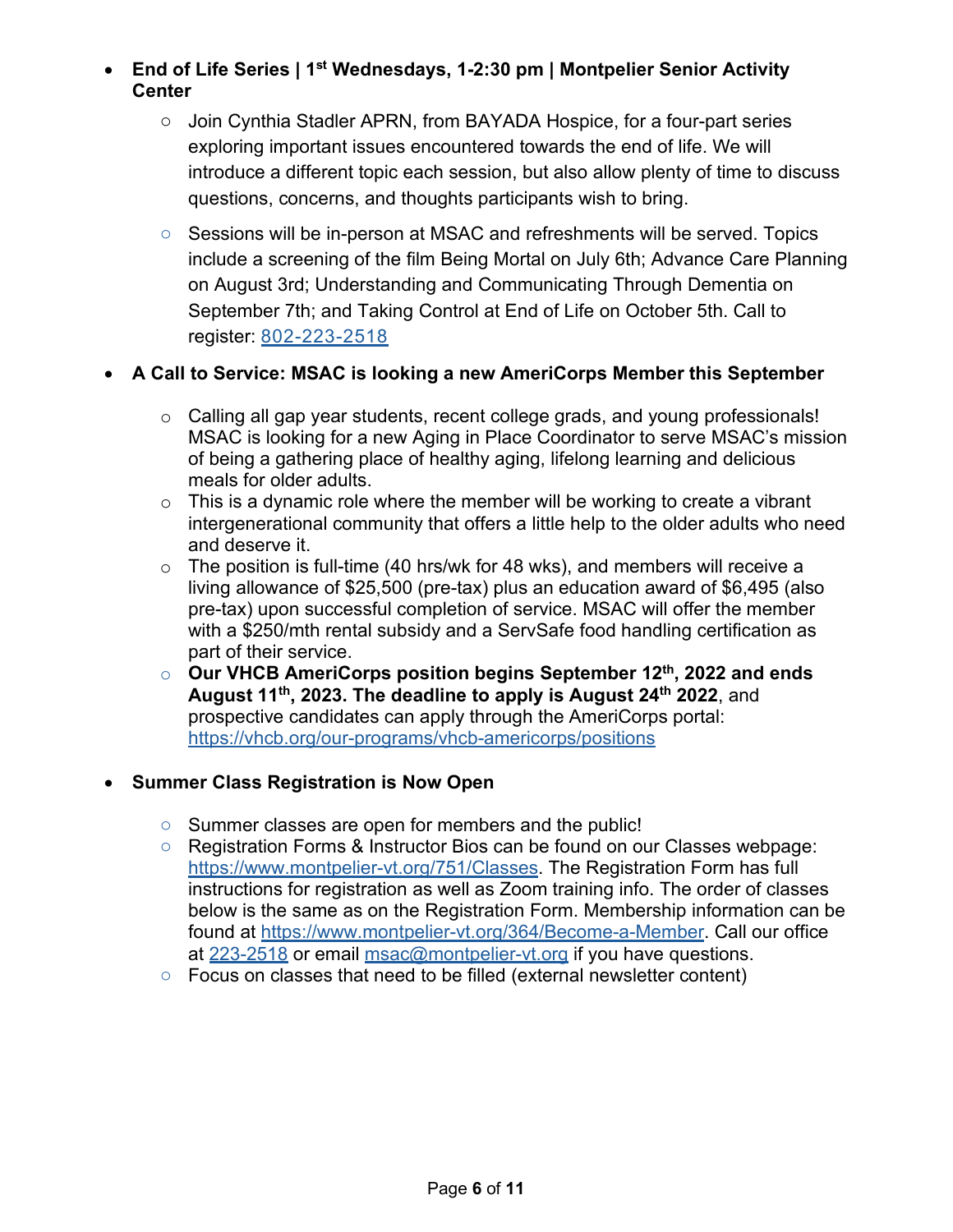- **End of Life Series | 1st Wednesdays, 1-2:30 pm | Montpelier Senior Activity Center**
    - Join Cynthia Stadler APRN, from BAYADA Hospice, for a four-part series exploring important issues encountered towards the end of life. We will introduce a different topic each session, but also allow plenty of time to discuss questions, concerns, and thoughts participants wish to bring.
    - Sessions will be in-person at MSAC and refreshments will be served. Topics include a screening of the film Being Mortal on July 6th; Advance Care Planning on August 3rd; Understanding and Communicating Through Dementia on September 7th; and Taking Control at End of Life on October 5th. Call to register: 802-223-2518

- **A Call to Service: MSAC is looking a new AmeriCorps Member this September**
    - Calling all gap year students, recent college grads, and young professionals! MSAC is looking for a new Aging in Place Coordinator to serve MSAC's mission of being a gathering place of healthy aging, lifelong learning and delicious meals for older adults.
    - This is a dynamic role where the member will be working to create a vibrant intergenerational community that offers a little help to the older adults who need and deserve it.
    - The position is full-time (40 hrs/wk for 48 wks), and members will receive a living allowance of $25,500 (pre-tax) plus an education award of $6,495 (also pre-tax) upon successful completion of service. MSAC will offer the member with a $250/mth rental subsidy and a ServSafe food handling certification as part of their service.
    - **Our VHCB AmeriCorps position begins September 12th, 2022 and ends August 11th, 2023. The deadline to apply is August 24th 2022**, and prospective candidates can apply through the AmeriCorps portal: https://vhcb.org/our-programs/vhcb-americorps/positions

- **Summer Class Registration is Now Open**
    - Summer classes are open for members and the public!
    - Registration Forms & Instructor Bios can be found on our Classes webpage: https://www.montpelier-vt.org/751/Classes. The Registration Form has full instructions for registration as well as Zoom training info. The order of classes below is the same as on the Registration Form. Membership information can be found at https://www.montpelier-vt.org/364/Become-a-Member. Call our office at 223-2518 or email msac@montpelier-vt.org if you have questions.
    - Focus on classes that need to be filled (external newsletter content)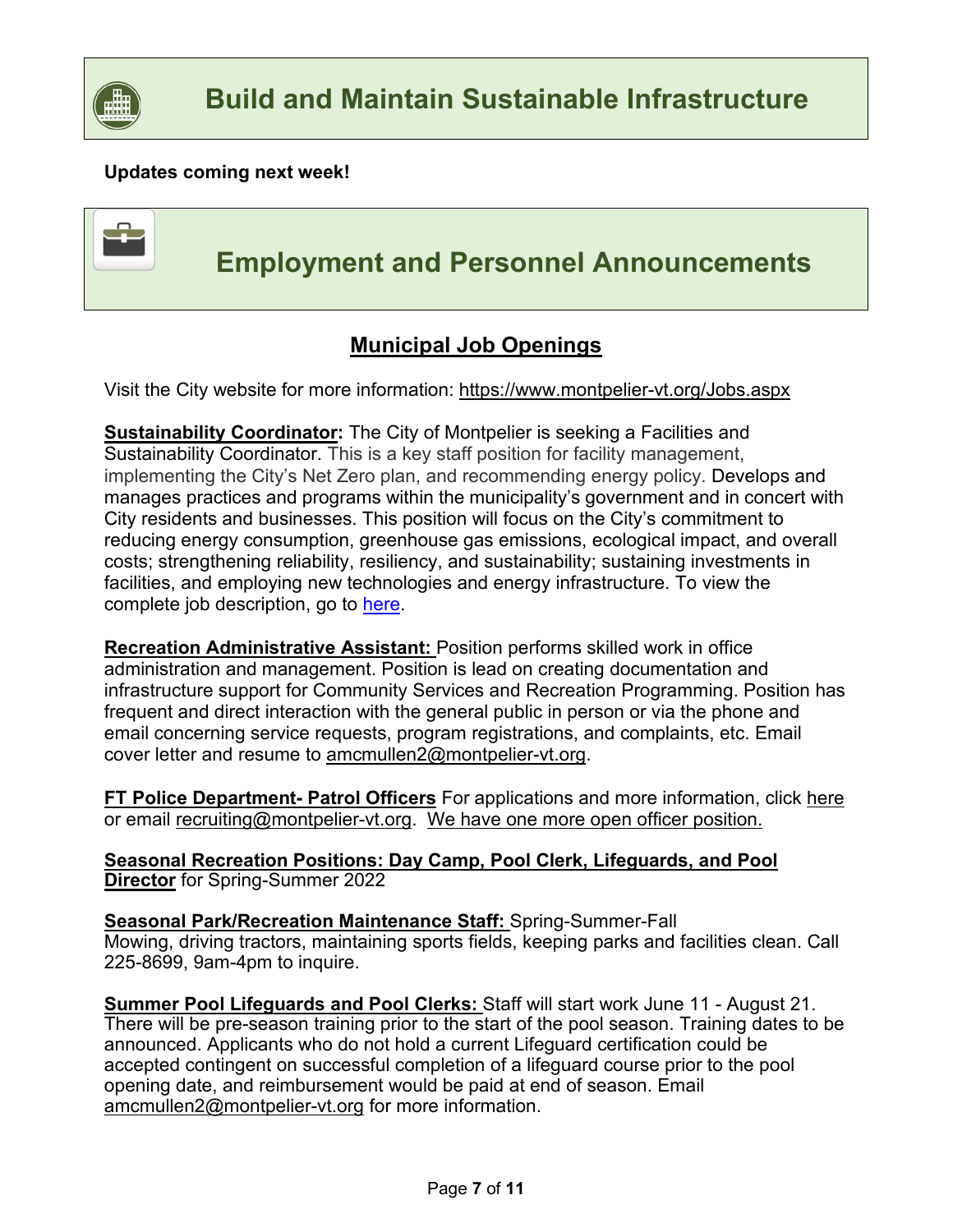## Build and Maintain Sustainable Infrastructure

**Updates coming next week!**

## Employment and Personnel Announcements

### Municipal Job Openings

Visit the City website for more information: https://www.montpelier-vt.org/Jobs.aspx

**Sustainability Coordinator:** The City of Montpelier is seeking a Facilities and Sustainability Coordinator. This is a key staff position for facility management, implementing the City's Net Zero plan, and recommending energy policy. Develops and manages practices and programs within the municipality's government and in concert with City residents and businesses. This position will focus on the City's commitment to reducing energy consumption, greenhouse gas emissions, ecological impact, and overall costs; strengthening reliability, resiliency, and sustainability; sustaining investments in facilities, and employing new technologies and energy infrastructure. To view the complete job description, go to here.

**Recreation Administrative Assistant:** Position performs skilled work in office administration and management. Position is lead on creating documentation and infrastructure support for Community Services and Recreation Programming. Position has frequent and direct interaction with the general public in person or via the phone and email concerning service requests, program registrations, and complaints, etc. Email cover letter and resume to amcmullen2@montpelier-vt.org.

**FT Police Department- Patrol Officers** For applications and more information, click here or email recruiting@montpelier-vt.org. We have one more open officer position.

**Seasonal Recreation Positions: Day Camp, Pool Clerk, Lifeguards, and Pool Director** for Spring-Summer 2022

**Seasonal Park/Recreation Maintenance Staff:** Spring-Summer-Fall
Mowing, driving tractors, maintaining sports fields, keeping parks and facilities clean. Call 225-8699, 9am-4pm to inquire.

**Summer Pool Lifeguards and Pool Clerks:** Staff will start work June 11 - August 21. There will be pre-season training prior to the start of the pool season. Training dates to be announced. Applicants who do not hold a current Lifeguard certification could be accepted contingent on successful completion of a lifeguard course prior to the pool opening date, and reimbursement would be paid at end of season. Email amcmullen2@montpelier-vt.org for more information.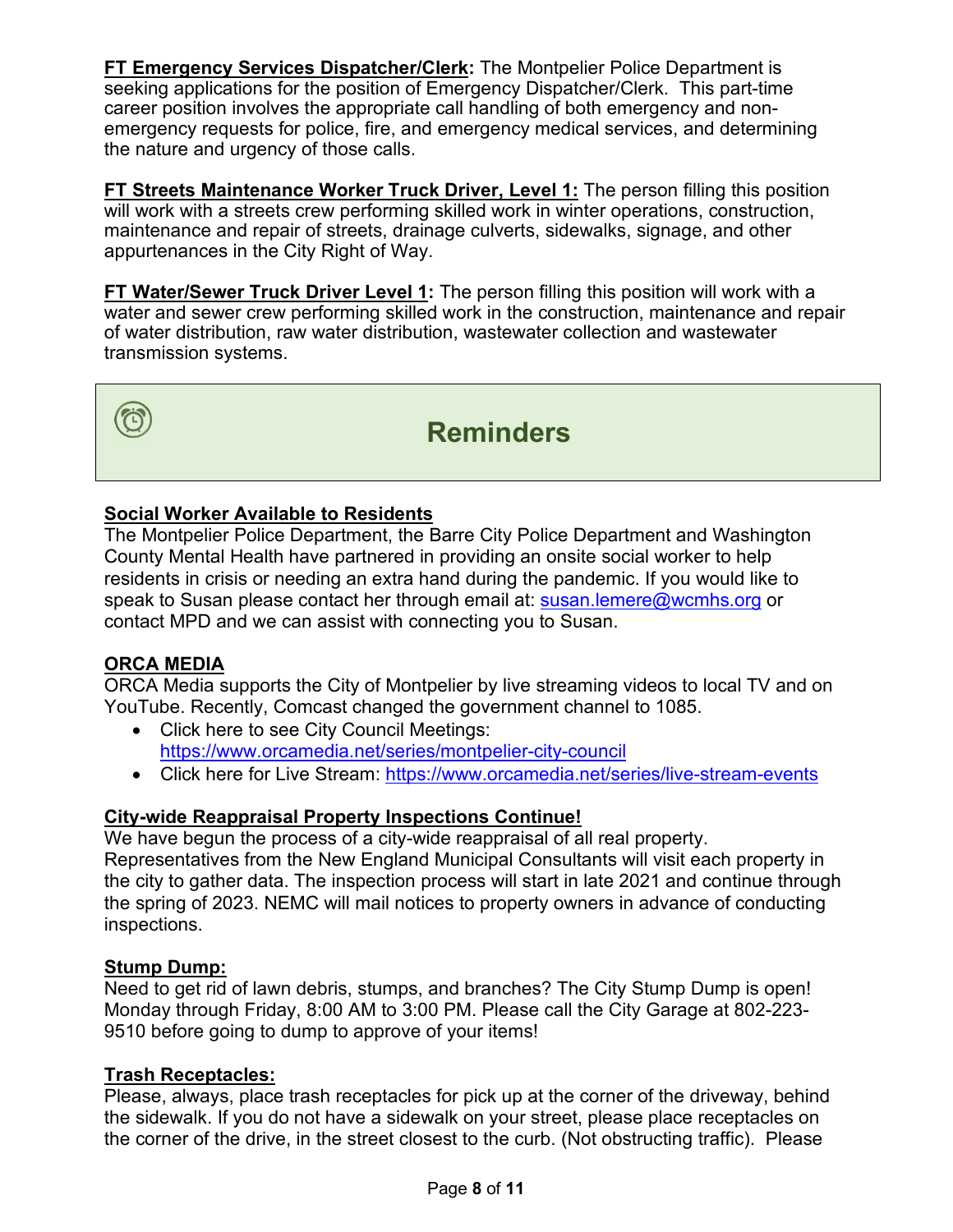**FT Emergency Services Dispatcher/Clerk:** The Montpelier Police Department is seeking applications for the position of Emergency Dispatcher/Clerk. This part-time career position involves the appropriate call handling of both emergency and non-emergency requests for police, fire, and emergency medical services, and determining the nature and urgency of those calls.

**FT Streets Maintenance Worker Truck Driver, Level 1:** The person filling this position will work with a streets crew performing skilled work in winter operations, construction, maintenance and repair of streets, drainage culverts, sidewalks, signage, and other appurtenances in the City Right of Way.

**FT Water/Sewer Truck Driver Level 1:** The person filling this position will work with a water and sewer crew performing skilled work in the construction, maintenance and repair of water distribution, raw water distribution, wastewater collection and wastewater transmission systems.

## Reminders

**Social Worker Available to Residents**

The Montpelier Police Department, the Barre City Police Department and Washington County Mental Health have partnered in providing an onsite social worker to help residents in crisis or needing an extra hand during the pandemic. If you would like to speak to Susan please contact her through email at: susan.lemere@wcmhs.org or contact MPD and we can assist with connecting you to Susan.

**ORCA MEDIA**

ORCA Media supports the City of Montpelier by live streaming videos to local TV and on YouTube. Recently, Comcast changed the government channel to 1085.

- Click here to see City Council Meetings: https://www.orcamedia.net/series/montpelier-city-council
- Click here for Live Stream: https://www.orcamedia.net/series/live-stream-events

**City-wide Reappraisal Property Inspections Continue!**

We have begun the process of a city-wide reappraisal of all real property. Representatives from the New England Municipal Consultants will visit each property in the city to gather data. The inspection process will start in late 2021 and continue through the spring of 2023. NEMC will mail notices to property owners in advance of conducting inspections.

**Stump Dump:**

Need to get rid of lawn debris, stumps, and branches? The City Stump Dump is open! Monday through Friday, 8:00 AM to 3:00 PM. Please call the City Garage at 802-223-9510 before going to dump to approve of your items!

**Trash Receptacles:**

Please, always, place trash receptacles for pick up at the corner of the driveway, behind the sidewalk. If you do not have a sidewalk on your street, please place receptacles on the corner of the drive, in the street closest to the curb. (Not obstructing traffic). Please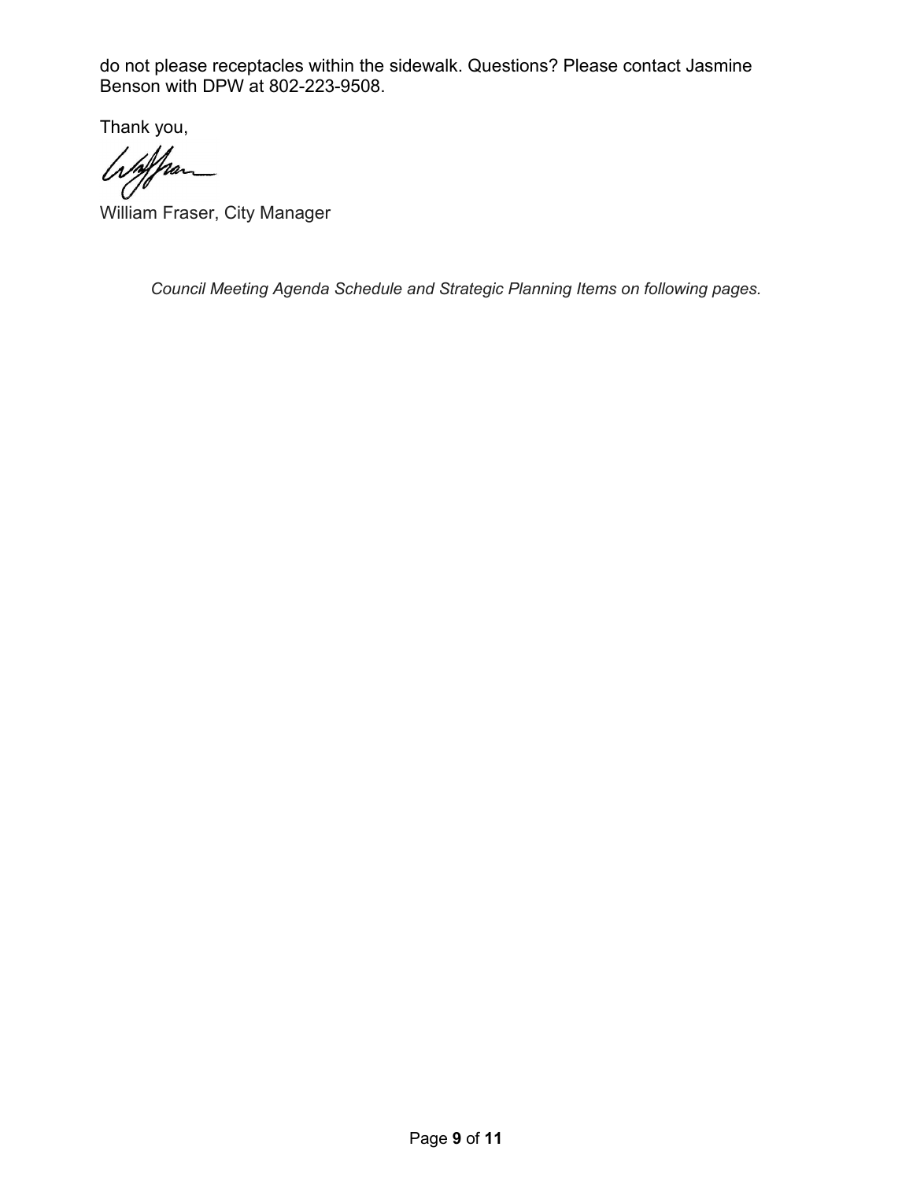do not please receptacles within the sidewalk. Questions? Please contact Jasmine Benson with DPW at 802-223-9508.

Thank you,

William Fraser, City Manager

*Council Meeting Agenda Schedule and Strategic Planning Items on following pages.*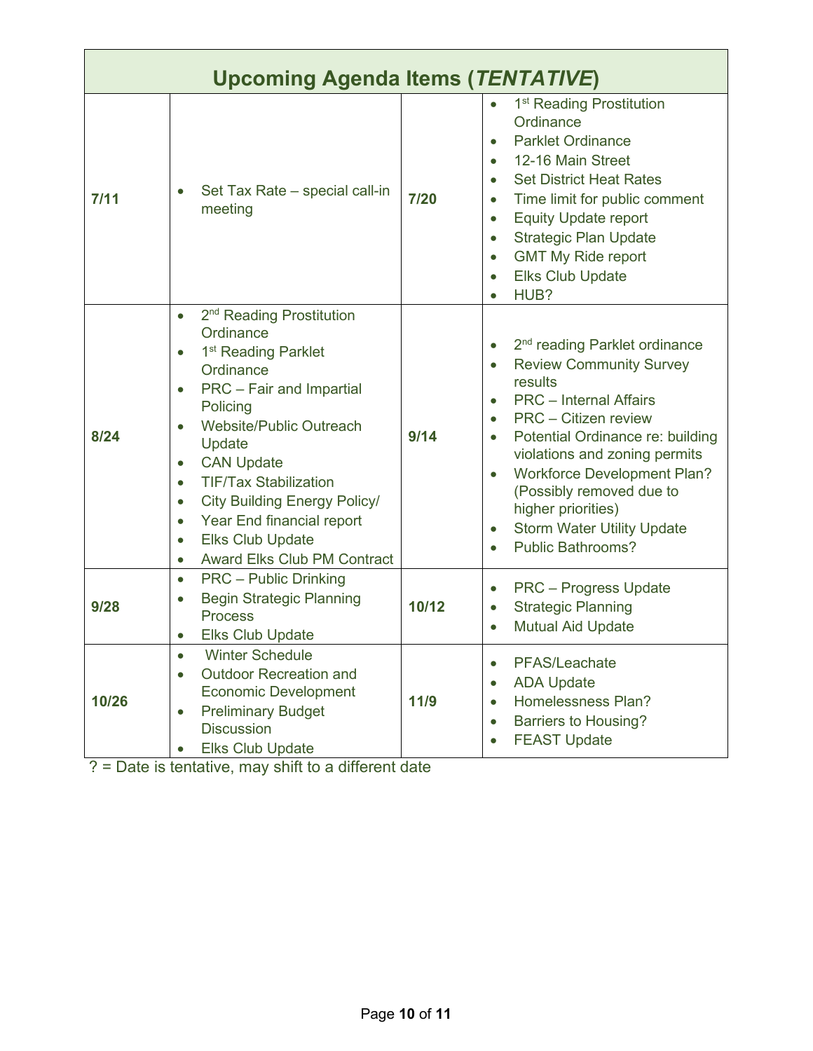| Upcoming Agenda Items (*TENTATIVE*) | | | |
|---|---|---|---|
| **7/11** | • Set Tax Rate – special call-in meeting | **7/20** | • 1st Reading Prostitution Ordinance<br>• Parklet Ordinance<br>• 12-16 Main Street<br>• Set District Heat Rates<br>• Time limit for public comment<br>• Equity Update report<br>• Strategic Plan Update<br>• GMT My Ride report<br>• Elks Club Update<br>• HUB? |
| **8/24** | • 2nd Reading Prostitution Ordinance<br>• 1st Reading Parklet Ordinance<br>• PRC – Fair and Impartial Policing<br>• Website/Public Outreach Update<br>• CAN Update<br>• TIF/Tax Stabilization<br>• City Building Energy Policy/<br>• Year End financial report<br>• Elks Club Update<br>• Award Elks Club PM Contract | **9/14** | • 2nd reading Parklet ordinance<br>• Review Community Survey results<br>• PRC – Internal Affairs<br>• PRC – Citizen review<br>• Potential Ordinance re: building violations and zoning permits<br>• Workforce Development Plan? (Possibly removed due to higher priorities)<br>• Storm Water Utility Update<br>• Public Bathrooms? |
| **9/28** | • PRC – Public Drinking<br>• Begin Strategic Planning Process<br>• Elks Club Update | **10/12** | • PRC – Progress Update<br>• Strategic Planning<br>• Mutual Aid Update |
| **10/26** | • Winter Schedule<br>• Outdoor Recreation and Economic Development<br>• Preliminary Budget Discussion<br>• Elks Club Update | **11/9** | • PFAS/Leachate<br>• ADA Update<br>• Homelessness Plan?<br>• Barriers to Housing?<br>• FEAST Update |

? = Date is tentative, may shift to a different date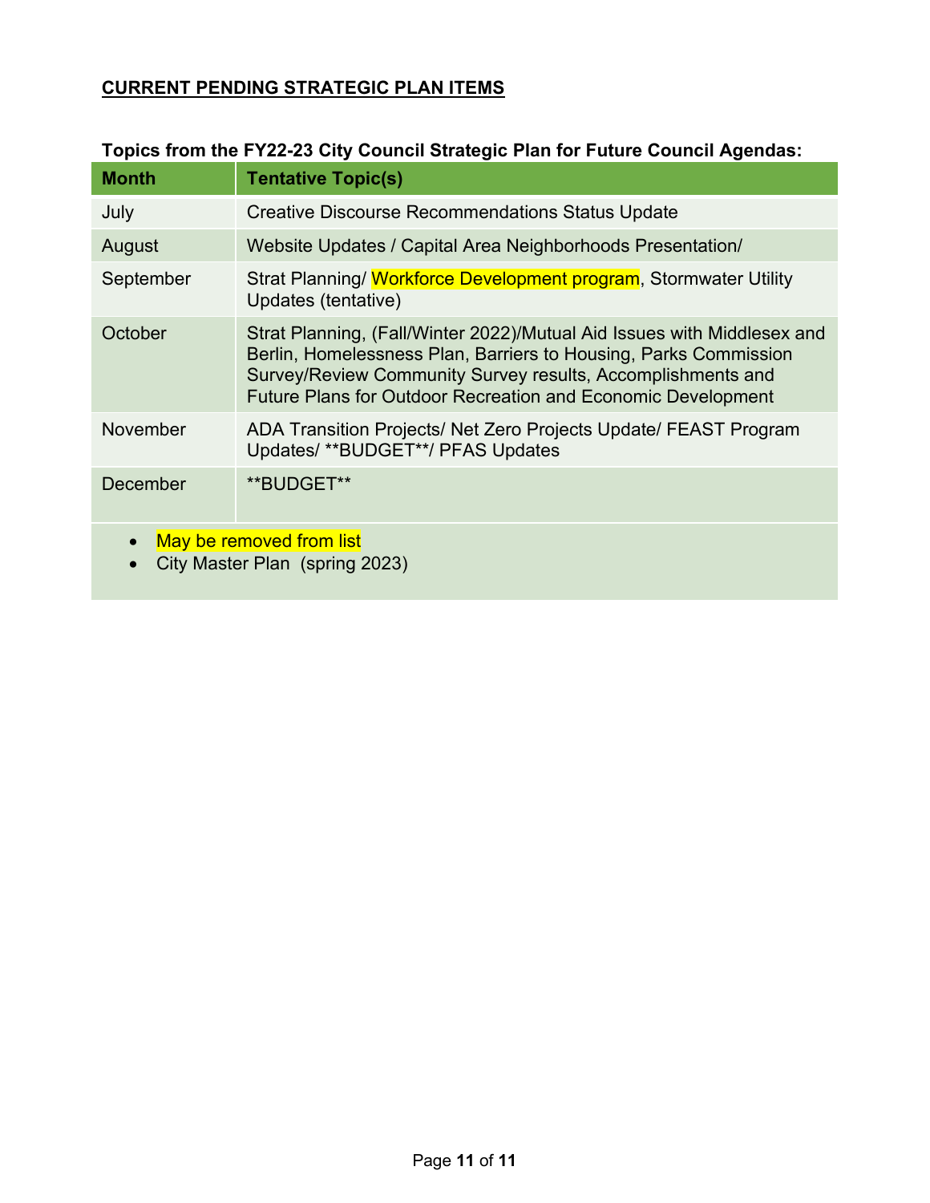**CURRENT PENDING STRATEGIC PLAN ITEMS**

**Topics from the FY22-23 City Council Strategic Plan for Future Council Agendas:**

| Month | Tentative Topic(s) |
|---|---|
| July | Creative Discourse Recommendations Status Update |
| August | Website Updates / Capital Area Neighborhoods Presentation/ |
| September | Strat Planning/ Workforce Development program, Stormwater Utility Updates (tentative) |
| October | Strat Planning, (Fall/Winter 2022)/Mutual Aid Issues with Middlesex and Berlin, Homelessness Plan, Barriers to Housing, Parks Commission Survey/Review Community Survey results, Accomplishments and Future Plans for Outdoor Recreation and Economic Development |
| November | ADA Transition Projects/ Net Zero Projects Update/ FEAST Program Updates/ **BUDGET**/ PFAS Updates |
| December | **BUDGET** |

- May be removed from list
- City Master Plan (spring 2023)